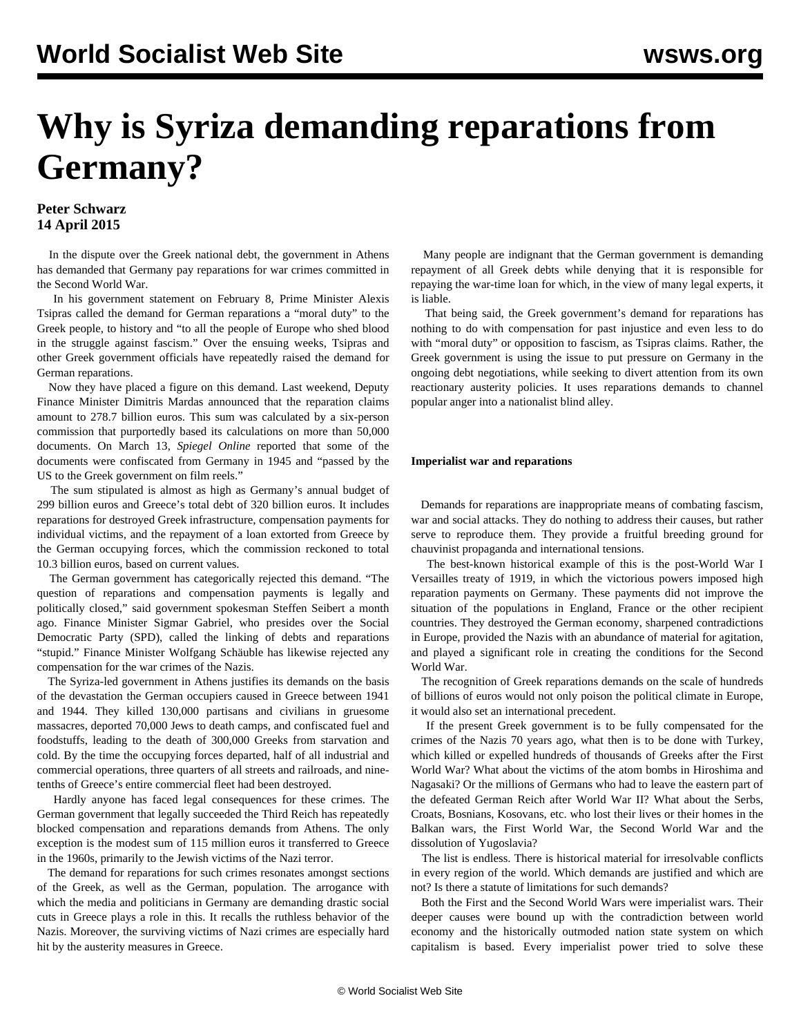# Why is Syriza demanding reparations from Germany?

**Peter Schwarz**
**14 April 2015**

In the dispute over the Greek national debt, the government in Athens has demanded that Germany pay reparations for war crimes committed in the Second World War.

In his government statement on February 8, Prime Minister Alexis Tsipras called the demand for German reparations a "moral duty" to the Greek people, to history and "to all the people of Europe who shed blood in the struggle against fascism." Over the ensuing weeks, Tsipras and other Greek government officials have repeatedly raised the demand for German reparations.

Now they have placed a figure on this demand. Last weekend, Deputy Finance Minister Dimitris Mardas announced that the reparation claims amount to 278.7 billion euros. This sum was calculated by a six-person commission that purportedly based its calculations on more than 50,000 documents. On March 13, *Spiegel Online* reported that some of the documents were confiscated from Germany in 1945 and "passed by the US to the Greek government on film reels."

The sum stipulated is almost as high as Germany's annual budget of 299 billion euros and Greece's total debt of 320 billion euros. It includes reparations for destroyed Greek infrastructure, compensation payments for individual victims, and the repayment of a loan extorted from Greece by the German occupying forces, which the commission reckoned to total 10.3 billion euros, based on current values.

The German government has categorically rejected this demand. "The question of reparations and compensation payments is legally and politically closed," said government spokesman Steffen Seibert a month ago. Finance Minister Sigmar Gabriel, who presides over the Social Democratic Party (SPD), called the linking of debts and reparations "stupid." Finance Minister Wolfgang Schäuble has likewise rejected any compensation for the war crimes of the Nazis.

The Syriza-led government in Athens justifies its demands on the basis of the devastation the German occupiers caused in Greece between 1941 and 1944. They killed 130,000 partisans and civilians in gruesome massacres, deported 70,000 Jews to death camps, and confiscated fuel and foodstuffs, leading to the death of 300,000 Greeks from starvation and cold. By the time the occupying forces departed, half of all industrial and commercial operations, three quarters of all streets and railroads, and nine-tenths of Greece's entire commercial fleet had been destroyed.

Hardly anyone has faced legal consequences for these crimes. The German government that legally succeeded the Third Reich has repeatedly blocked compensation and reparations demands from Athens. The only exception is the modest sum of 115 million euros it transferred to Greece in the 1960s, primarily to the Jewish victims of the Nazi terror.

The demand for reparations for such crimes resonates amongst sections of the Greek, as well as the German, population. The arrogance with which the media and politicians in Germany are demanding drastic social cuts in Greece plays a role in this. It recalls the ruthless behavior of the Nazis. Moreover, the surviving victims of Nazi crimes are especially hard hit by the austerity measures in Greece.

Many people are indignant that the German government is demanding repayment of all Greek debts while denying that it is responsible for repaying the war-time loan for which, in the view of many legal experts, it is liable.

That being said, the Greek government's demand for reparations has nothing to do with compensation for past injustice and even less to do with "moral duty" or opposition to fascism, as Tsipras claims. Rather, the Greek government is using the issue to put pressure on Germany in the ongoing debt negotiations, while seeking to divert attention from its own reactionary austerity policies. It uses reparations demands to channel popular anger into a nationalist blind alley.

**Imperialist war and reparations**

Demands for reparations are inappropriate means of combating fascism, war and social attacks. They do nothing to address their causes, but rather serve to reproduce them. They provide a fruitful breeding ground for chauvinist propaganda and international tensions.

The best-known historical example of this is the post-World War I Versailles treaty of 1919, in which the victorious powers imposed high reparation payments on Germany. These payments did not improve the situation of the populations in England, France or the other recipient countries. They destroyed the German economy, sharpened contradictions in Europe, provided the Nazis with an abundance of material for agitation, and played a significant role in creating the conditions for the Second World War.

The recognition of Greek reparations demands on the scale of hundreds of billions of euros would not only poison the political climate in Europe, it would also set an international precedent.

If the present Greek government is to be fully compensated for the crimes of the Nazis 70 years ago, what then is to be done with Turkey, which killed or expelled hundreds of thousands of Greeks after the First World War? What about the victims of the atom bombs in Hiroshima and Nagasaki? Or the millions of Germans who had to leave the eastern part of the defeated German Reich after World War II? What about the Serbs, Croats, Bosnians, Kosovans, etc. who lost their lives or their homes in the Balkan wars, the First World War, the Second World War and the dissolution of Yugoslavia?

The list is endless. There is historical material for irresolvable conflicts in every region of the world. Which demands are justified and which are not? Is there a statute of limitations for such demands?

Both the First and the Second World Wars were imperialist wars. Their deeper causes were bound up with the contradiction between world economy and the historically outmoded nation state system on which capitalism is based. Every imperialist power tried to solve these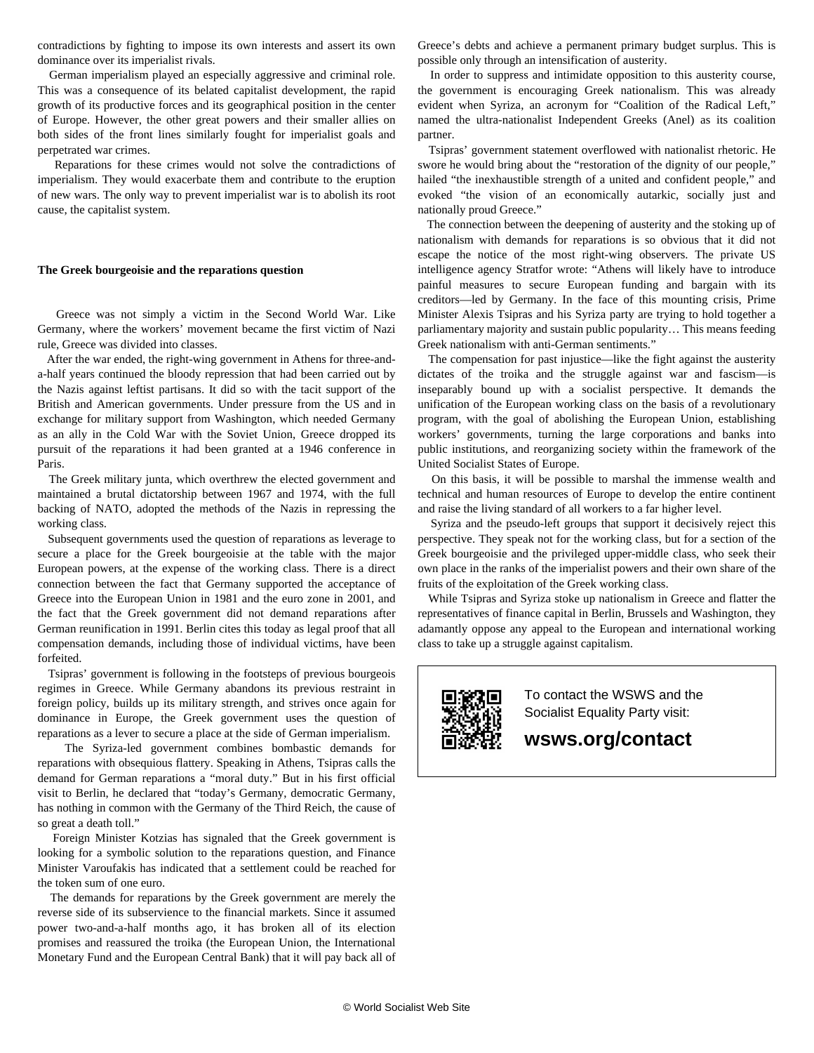contradictions by fighting to impose its own interests and assert its own dominance over its imperialist rivals.

German imperialism played an especially aggressive and criminal role. This was a consequence of its belated capitalist development, the rapid growth of its productive forces and its geographical position in the center of Europe. However, the other great powers and their smaller allies on both sides of the front lines similarly fought for imperialist goals and perpetrated war crimes.

Reparations for these crimes would not solve the contradictions of imperialism. They would exacerbate them and contribute to the eruption of new wars. The only way to prevent imperialist war is to abolish its root cause, the capitalist system.

**The Greek bourgeoisie and the reparations question**

Greece was not simply a victim in the Second World War. Like Germany, where the workers' movement became the first victim of Nazi rule, Greece was divided into classes.

After the war ended, the right-wing government in Athens for three-and-a-half years continued the bloody repression that had been carried out by the Nazis against leftist partisans. It did so with the tacit support of the British and American governments. Under pressure from the US and in exchange for military support from Washington, which needed Germany as an ally in the Cold War with the Soviet Union, Greece dropped its pursuit of the reparations it had been granted at a 1946 conference in Paris.

The Greek military junta, which overthrew the elected government and maintained a brutal dictatorship between 1967 and 1974, with the full backing of NATO, adopted the methods of the Nazis in repressing the working class.

Subsequent governments used the question of reparations as leverage to secure a place for the Greek bourgeoisie at the table with the major European powers, at the expense of the working class. There is a direct connection between the fact that Germany supported the acceptance of Greece into the European Union in 1981 and the euro zone in 2001, and the fact that the Greek government did not demand reparations after German reunification in 1991. Berlin cites this today as legal proof that all compensation demands, including those of individual victims, have been forfeited.

Tsipras' government is following in the footsteps of previous bourgeois regimes in Greece. While Germany abandons its previous restraint in foreign policy, builds up its military strength, and strives once again for dominance in Europe, the Greek government uses the question of reparations as a lever to secure a place at the side of German imperialism.

The Syriza-led government combines bombastic demands for reparations with obsequious flattery. Speaking in Athens, Tsipras calls the demand for German reparations a "moral duty." But in his first official visit to Berlin, he declared that "today's Germany, democratic Germany, has nothing in common with the Germany of the Third Reich, the cause of so great a death toll."

Foreign Minister Kotzias has signaled that the Greek government is looking for a symbolic solution to the reparations question, and Finance Minister Varoufakis has indicated that a settlement could be reached for the token sum of one euro.

The demands for reparations by the Greek government are merely the reverse side of its subservience to the financial markets. Since it assumed power two-and-a-half months ago, it has broken all of its election promises and reassured the troika (the European Union, the International Monetary Fund and the European Central Bank) that it will pay back all of Greece's debts and achieve a permanent primary budget surplus. This is possible only through an intensification of austerity.

In order to suppress and intimidate opposition to this austerity course, the government is encouraging Greek nationalism. This was already evident when Syriza, an acronym for "Coalition of the Radical Left," named the ultra-nationalist Independent Greeks (Anel) as its coalition partner.

Tsipras' government statement overflowed with nationalist rhetoric. He swore he would bring about the "restoration of the dignity of our people," hailed "the inexhaustible strength of a united and confident people," and evoked "the vision of an economically autarkic, socially just and nationally proud Greece."

The connection between the deepening of austerity and the stoking up of nationalism with demands for reparations is so obvious that it did not escape the notice of the most right-wing observers. The private US intelligence agency Stratfor wrote: "Athens will likely have to introduce painful measures to secure European funding and bargain with its creditors—led by Germany. In the face of this mounting crisis, Prime Minister Alexis Tsipras and his Syriza party are trying to hold together a parliamentary majority and sustain public popularity… This means feeding Greek nationalism with anti-German sentiments."

The compensation for past injustice—like the fight against the austerity dictates of the troika and the struggle against war and fascism—is inseparably bound up with a socialist perspective. It demands the unification of the European working class on the basis of a revolutionary program, with the goal of abolishing the European Union, establishing workers' governments, turning the large corporations and banks into public institutions, and reorganizing society within the framework of the United Socialist States of Europe.

On this basis, it will be possible to marshal the immense wealth and technical and human resources of Europe to develop the entire continent and raise the living standard of all workers to a far higher level.

Syriza and the pseudo-left groups that support it decisively reject this perspective. They speak not for the working class, but for a section of the Greek bourgeoisie and the privileged upper-middle class, who seek their own place in the ranks of the imperialist powers and their own share of the fruits of the exploitation of the Greek working class.

While Tsipras and Syriza stoke up nationalism in Greece and flatter the representatives of finance capital in Berlin, Brussels and Washington, they adamantly oppose any appeal to the European and international working class to take up a struggle against capitalism.

To contact the WSWS and the Socialist Equality Party visit:

**wsws.org/contact**